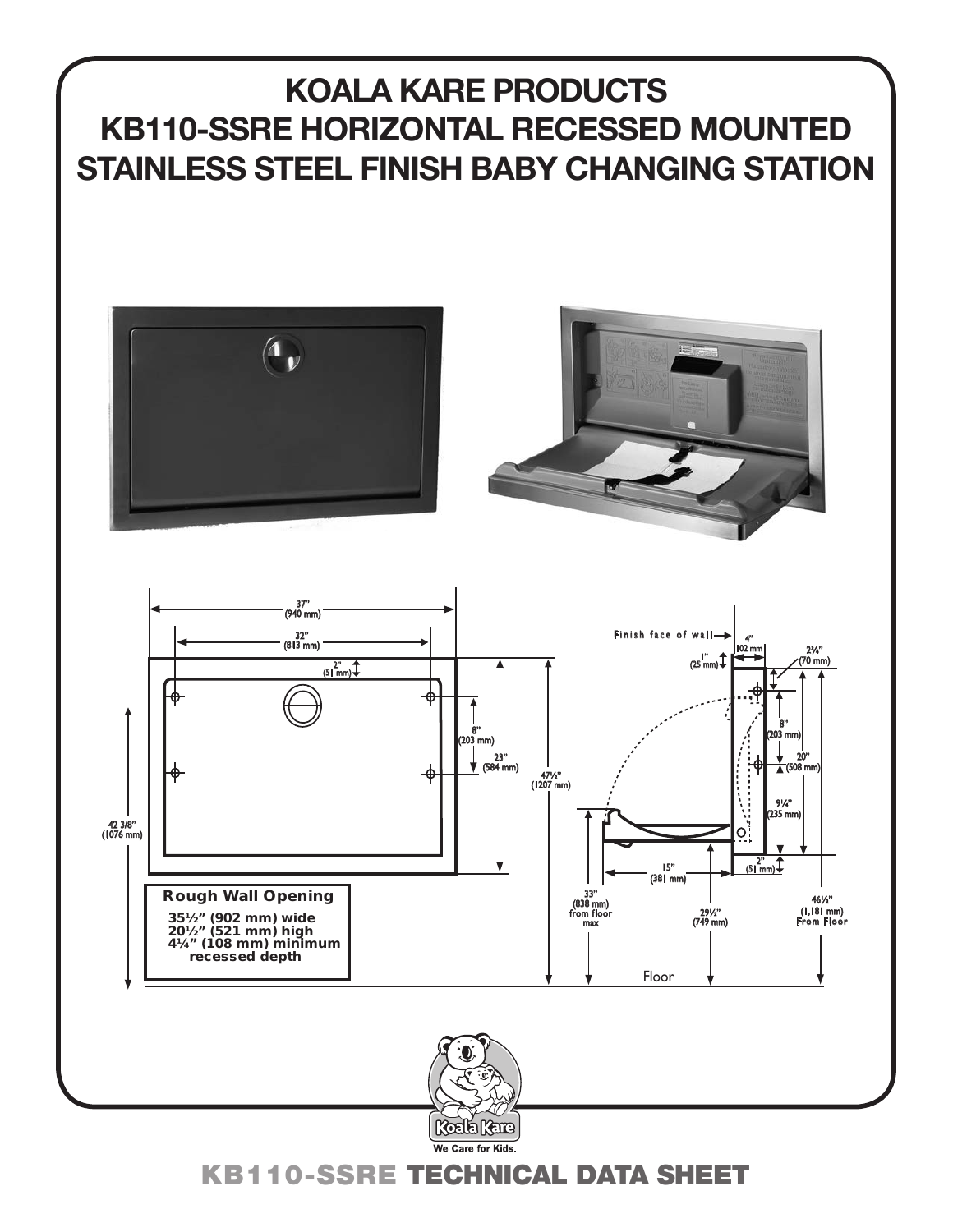# KOALA KARE PRODUCTS
# KB110-SSRE HORIZONTAL RECESSED MOUNTED STAINLESS STEEL FINISH BABY CHANGING STATION

37" (940 mm)

32" (813 mm)

2" (51 mm)

8" (203 mm)

23" (584 mm)

47½" (1207 mm)

42 3/8" (1076 mm)

**Rough Wall Opening**

35½" (902 mm) wide
20½" (521 mm) high
4¼" (108 mm) minimum recessed depth

Finish face of wall

4" (102 mm)

2¾" (70 mm)

1" (25 mm)

8" (203 mm)

20" (508 mm)

9¼" (235 mm)

2" (51 mm)

15" (381 mm)

33" (838 mm) from floor max

29½" (749 mm)

46½" (1,181 mm) From Floor

Floor

Koala Kare
We Care for Kids.

## KB110-SSRE TECHNICAL DATA SHEET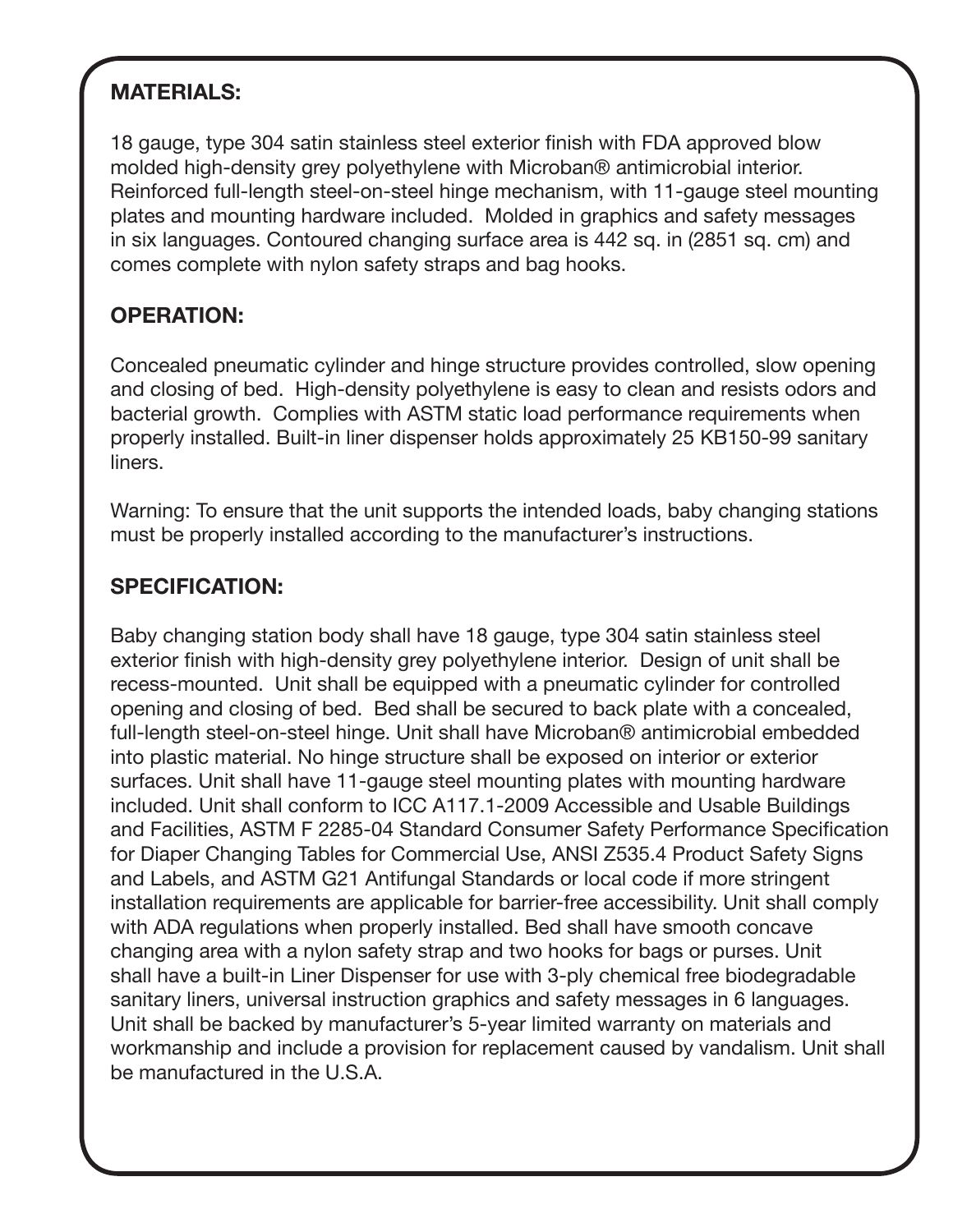## MATERIALS:

18 gauge, type 304 satin stainless steel exterior finish with FDA approved blow molded high-density grey polyethylene with Microban® antimicrobial interior. Reinforced full-length steel-on-steel hinge mechanism, with 11-gauge steel mounting plates and mounting hardware included. Molded in graphics and safety messages in six languages. Contoured changing surface area is 442 sq. in (2851 sq. cm) and comes complete with nylon safety straps and bag hooks.

## OPERATION:

Concealed pneumatic cylinder and hinge structure provides controlled, slow opening and closing of bed. High-density polyethylene is easy to clean and resists odors and bacterial growth. Complies with ASTM static load performance requirements when properly installed. Built-in liner dispenser holds approximately 25 KB150-99 sanitary liners.

Warning: To ensure that the unit supports the intended loads, baby changing stations must be properly installed according to the manufacturer's instructions.

## SPECIFICATION:

Baby changing station body shall have 18 gauge, type 304 satin stainless steel exterior finish with high-density grey polyethylene interior. Design of unit shall be recess-mounted. Unit shall be equipped with a pneumatic cylinder for controlled opening and closing of bed. Bed shall be secured to back plate with a concealed, full-length steel-on-steel hinge. Unit shall have Microban® antimicrobial embedded into plastic material. No hinge structure shall be exposed on interior or exterior surfaces. Unit shall have 11-gauge steel mounting plates with mounting hardware included. Unit shall conform to ICC A117.1-2009 Accessible and Usable Buildings and Facilities, ASTM F 2285-04 Standard Consumer Safety Performance Specification for Diaper Changing Tables for Commercial Use, ANSI Z535.4 Product Safety Signs and Labels, and ASTM G21 Antifungal Standards or local code if more stringent installation requirements are applicable for barrier-free accessibility. Unit shall comply with ADA regulations when properly installed. Bed shall have smooth concave changing area with a nylon safety strap and two hooks for bags or purses. Unit shall have a built-in Liner Dispenser for use with 3-ply chemical free biodegradable sanitary liners, universal instruction graphics and safety messages in 6 languages. Unit shall be backed by manufacturer's 5-year limited warranty on materials and workmanship and include a provision for replacement caused by vandalism. Unit shall be manufactured in the U.S.A.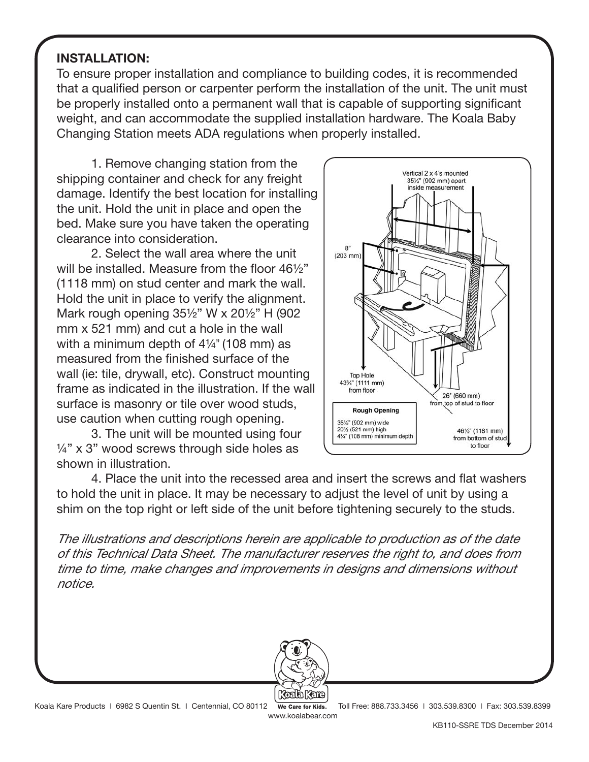**INSTALLATION:**

To ensure proper installation and compliance to building codes, it is recommended that a qualified person or carpenter perform the installation of the unit. The unit must be properly installed onto a permanent wall that is capable of supporting significant weight, and can accommodate the supplied installation hardware. The Koala Baby Changing Station meets ADA regulations when properly installed.

1. Remove changing station from the shipping container and check for any freight damage. Identify the best location for installing the unit. Hold the unit in place and open the bed. Make sure you have taken the operating clearance into consideration.

2. Select the wall area where the unit will be installed. Measure from the floor 46½" (1118 mm) on stud center and mark the wall. Hold the unit in place to verify the alignment. Mark rough opening 35½" W x 20½" H (902 mm x 521 mm) and cut a hole in the wall with a minimum depth of 4¼" (108 mm) as measured from the finished surface of the wall (ie: tile, drywall, etc). Construct mounting frame as indicated in the illustration. If the wall surface is masonry or tile over wood studs, use caution when cutting rough opening.

3. The unit will be mounted using four ¼" x 3" wood screws through side holes as shown in illustration.

Vertical 2 x 4's mounted 35½" (902 mm) apart inside measurement

8" (203 mm)

Top Hole 43¾" (1111 mm) from floor

26" (660 mm) from top of stud to floor

46½" (1181 mm) from bottom of stud to floor

**Rough Opening**

35½" (902 mm) wide
20½ (521 mm) high
4¼" (108 mm) minimum depth

4. Place the unit into the recessed area and insert the screws and flat washers to hold the unit in place. It may be necessary to adjust the level of unit by using a shim on the top right or left side of the unit before tightening securely to the studs.

*The illustrations and descriptions herein are applicable to production as of the date of this Technical Data Sheet. The manufacturer reserves the right to, and does from time to time, make changes and improvements in designs and dimensions without notice.*

Koala Kare Products | 6982 S Quentin St. | Centennial, CO 80112 We Care for Kids. Toll Free: 888.733.3456 | 303.539.8300 | Fax: 303.539.8399
www.koalabear.com

KB110-SSRE TDS December 2014